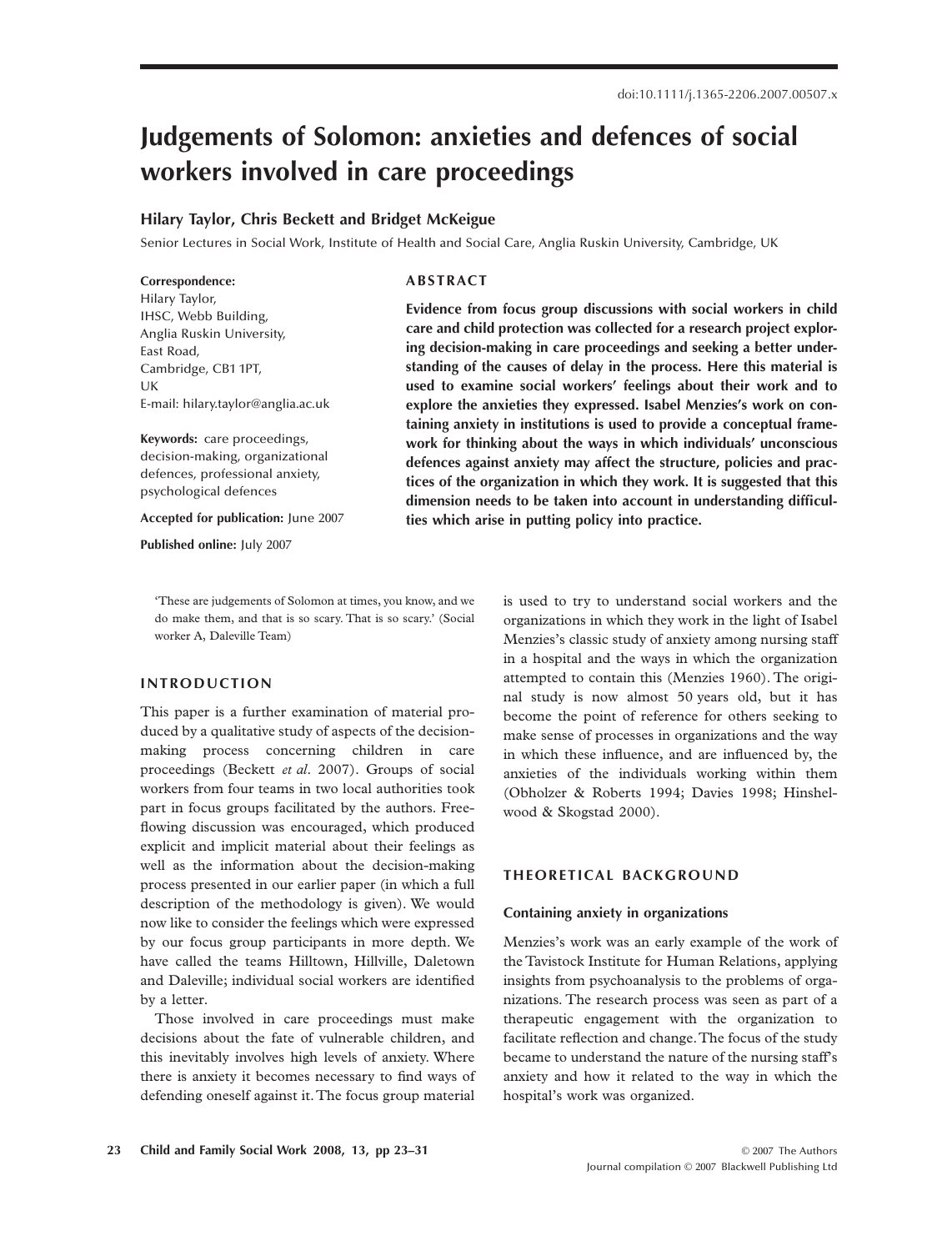doi:10.1111/j.1365-2206.2007.00507.x

# Judgements of Solomon: anxieties and defences of social workers involved in care proceedings

**Hilary Taylor, Chris Beckett and Bridget McKeigue**

Senior Lectures in Social Work, Institute of Health and Social Care, Anglia Ruskin University, Cambridge, UK

**Correspondence:**
Hilary Taylor,
IHSC, Webb Building,
Anglia Ruskin University,
East Road,
Cambridge, CB1 1PT,
UK
E-mail: hilary.taylor@anglia.ac.uk

**Keywords:** care proceedings, decision-making, organizational defences, professional anxiety, psychological defences

**Accepted for publication:** June 2007

**Published online:** July 2007

## ABSTRACT

**Evidence from focus group discussions with social workers in child care and child protection was collected for a research project exploring decision-making in care proceedings and seeking a better understanding of the causes of delay in the process. Here this material is used to examine social workers' feelings about their work and to explore the anxieties they expressed. Isabel Menzies's work on containing anxiety in institutions is used to provide a conceptual framework for thinking about the ways in which individuals' unconscious defences against anxiety may affect the structure, policies and practices of the organization in which they work. It is suggested that this dimension needs to be taken into account in understanding difficulties which arise in putting policy into practice.**

'These are judgements of Solomon at times, you know, and we do make them, and that is so scary. That is so scary.' (Social worker A, Daleville Team)

## INTRODUCTION

This paper is a further examination of material produced by a qualitative study of aspects of the decision-making process concerning children in care proceedings (Beckett *et al*. 2007). Groups of social workers from four teams in two local authorities took part in focus groups facilitated by the authors. Free-flowing discussion was encouraged, which produced explicit and implicit material about their feelings as well as the information about the decision-making process presented in our earlier paper (in which a full description of the methodology is given). We would now like to consider the feelings which were expressed by our focus group participants in more depth. We have called the teams Hilltown, Hillville, Daletown and Daleville; individual social workers are identified by a letter.

Those involved in care proceedings must make decisions about the fate of vulnerable children, and this inevitably involves high levels of anxiety. Where there is anxiety it becomes necessary to find ways of defending oneself against it. The focus group material is used to try to understand social workers and the organizations in which they work in the light of Isabel Menzies's classic study of anxiety among nursing staff in a hospital and the ways in which the organization attempted to contain this (Menzies 1960). The original study is now almost 50 years old, but it has become the point of reference for others seeking to make sense of processes in organizations and the way in which these influence, and are influenced by, the anxieties of the individuals working within them (Obholzer & Roberts 1994; Davies 1998; Hinshelwood & Skogstad 2000).

## THEORETICAL BACKGROUND

### Containing anxiety in organizations

Menzies's work was an early example of the work of the Tavistock Institute for Human Relations, applying insights from psychoanalysis to the problems of organizations. The research process was seen as part of a therapeutic engagement with the organization to facilitate reflection and change. The focus of the study became to understand the nature of the nursing staff's anxiety and how it related to the way in which the hospital's work was organized.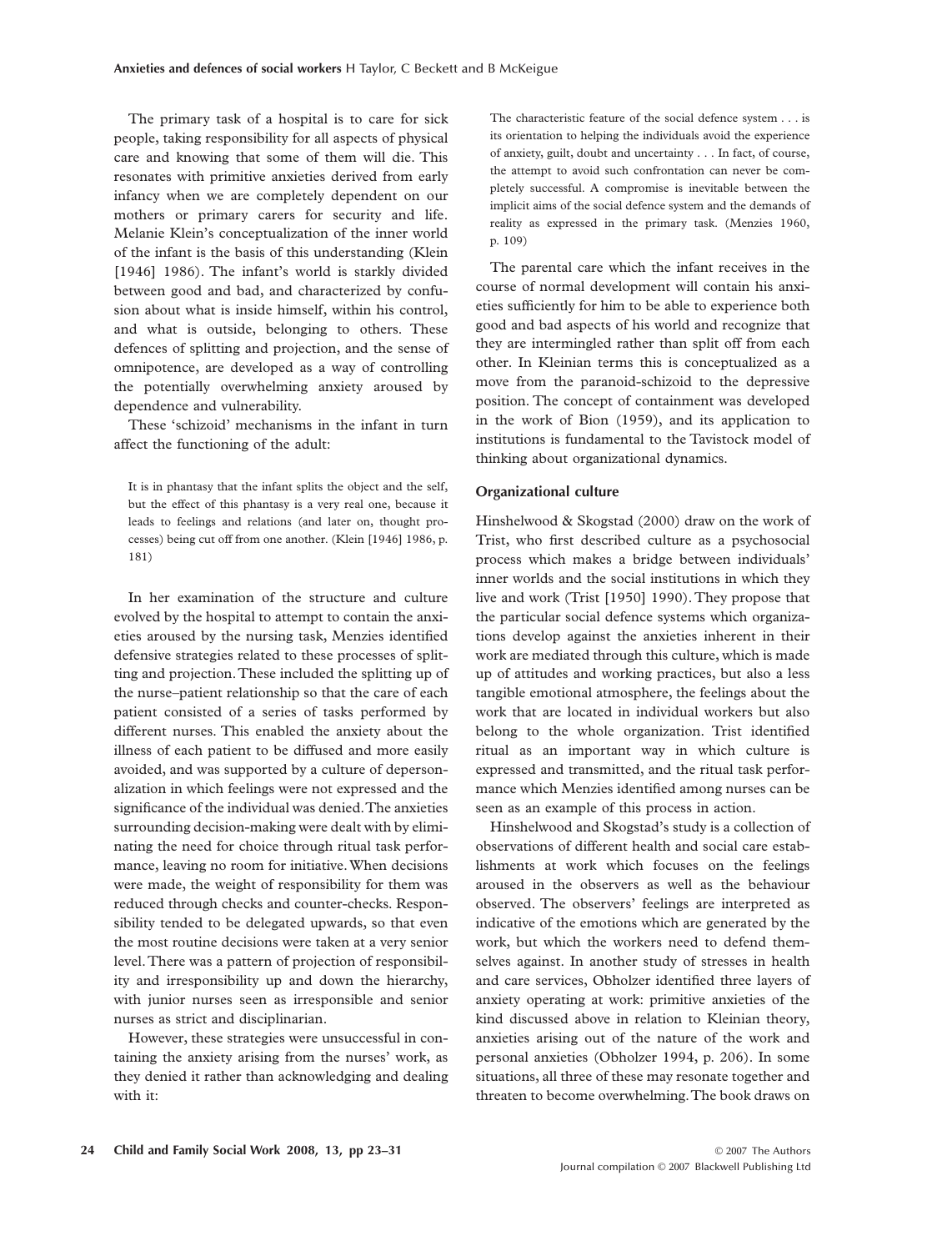The primary task of a hospital is to care for sick people, taking responsibility for all aspects of physical care and knowing that some of them will die. This resonates with primitive anxieties derived from early infancy when we are completely dependent on our mothers or primary carers for security and life. Melanie Klein's conceptualization of the inner world of the infant is the basis of this understanding (Klein [1946] 1986). The infant's world is starkly divided between good and bad, and characterized by confusion about what is inside himself, within his control, and what is outside, belonging to others. These defences of splitting and projection, and the sense of omnipotence, are developed as a way of controlling the potentially overwhelming anxiety aroused by dependence and vulnerability.

These 'schizoid' mechanisms in the infant in turn affect the functioning of the adult:

> It is in phantasy that the infant splits the object and the self, but the effect of this phantasy is a very real one, because it leads to feelings and relations (and later on, thought processes) being cut off from one another. (Klein [1946] 1986, p. 181)

In her examination of the structure and culture evolved by the hospital to attempt to contain the anxieties aroused by the nursing task, Menzies identified defensive strategies related to these processes of splitting and projection. These included the splitting up of the nurse–patient relationship so that the care of each patient consisted of a series of tasks performed by different nurses. This enabled the anxiety about the illness of each patient to be diffused and more easily avoided, and was supported by a culture of depersonalization in which feelings were not expressed and the significance of the individual was denied. The anxieties surrounding decision-making were dealt with by eliminating the need for choice through ritual task performance, leaving no room for initiative. When decisions were made, the weight of responsibility for them was reduced through checks and counter-checks. Responsibility tended to be delegated upwards, so that even the most routine decisions were taken at a very senior level. There was a pattern of projection of responsibility and irresponsibility up and down the hierarchy, with junior nurses seen as irresponsible and senior nurses as strict and disciplinarian.

However, these strategies were unsuccessful in containing the anxiety arising from the nurses' work, as they denied it rather than acknowledging and dealing with it:

> The characteristic feature of the social defence system . . . is its orientation to helping the individuals avoid the experience of anxiety, guilt, doubt and uncertainty . . . In fact, of course, the attempt to avoid such confrontation can never be completely successful. A compromise is inevitable between the implicit aims of the social defence system and the demands of reality as expressed in the primary task. (Menzies 1960, p. 109)

The parental care which the infant receives in the course of normal development will contain his anxieties sufficiently for him to be able to experience both good and bad aspects of his world and recognize that they are intermingled rather than split off from each other. In Kleinian terms this is conceptualized as a move from the paranoid-schizoid to the depressive position. The concept of containment was developed in the work of Bion (1959), and its application to institutions is fundamental to the Tavistock model of thinking about organizational dynamics.

### Organizational culture

Hinshelwood & Skogstad (2000) draw on the work of Trist, who first described culture as a psychosocial process which makes a bridge between individuals' inner worlds and the social institutions in which they live and work (Trist [1950] 1990). They propose that the particular social defence systems which organizations develop against the anxieties inherent in their work are mediated through this culture, which is made up of attitudes and working practices, but also a less tangible emotional atmosphere, the feelings about the work that are located in individual workers but also belong to the whole organization. Trist identified ritual as an important way in which culture is expressed and transmitted, and the ritual task performance which Menzies identified among nurses can be seen as an example of this process in action.

Hinshelwood and Skogstad's study is a collection of observations of different health and social care establishments at work which focuses on the feelings aroused in the observers as well as the behaviour observed. The observers' feelings are interpreted as indicative of the emotions which are generated by the work, but which the workers need to defend themselves against. In another study of stresses in health and care services, Obholzer identified three layers of anxiety operating at work: primitive anxieties of the kind discussed above in relation to Kleinian theory, anxieties arising out of the nature of the work and personal anxieties (Obholzer 1994, p. 206). In some situations, all three of these may resonate together and threaten to become overwhelming. The book draws on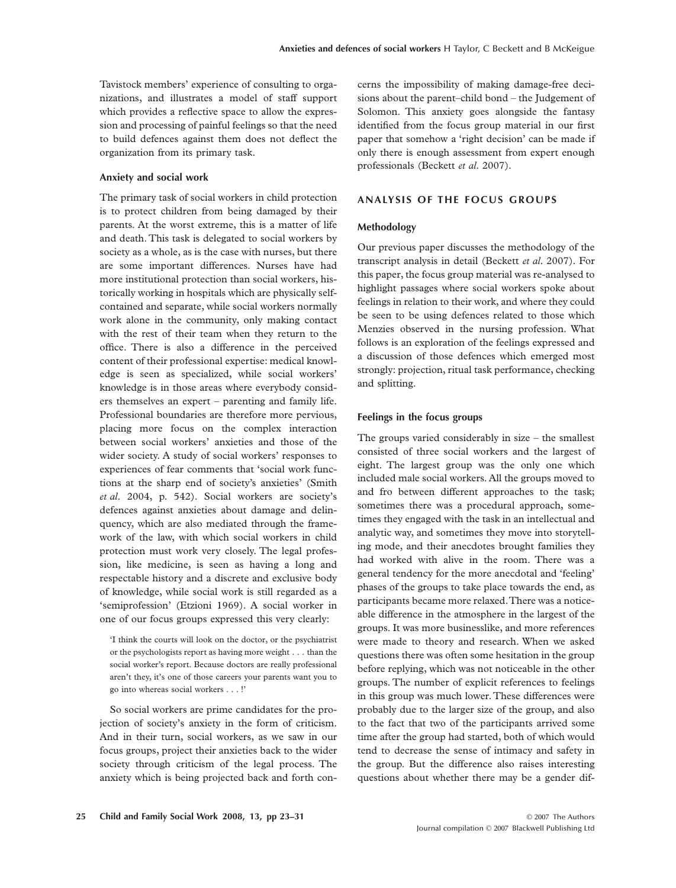Tavistock members' experience of consulting to organizations, and illustrates a model of staff support which provides a reflective space to allow the expression and processing of painful feelings so that the need to build defences against them does not deflect the organization from its primary task.

### Anxiety and social work

The primary task of social workers in child protection is to protect children from being damaged by their parents. At the worst extreme, this is a matter of life and death. This task is delegated to social workers by society as a whole, as is the case with nurses, but there are some important differences. Nurses have had more institutional protection than social workers, historically working in hospitals which are physically self-contained and separate, while social workers normally work alone in the community, only making contact with the rest of their team when they return to the office. There is also a difference in the perceived content of their professional expertise: medical knowledge is seen as specialized, while social workers' knowledge is in those areas where everybody considers themselves an expert – parenting and family life. Professional boundaries are therefore more pervious, placing more focus on the complex interaction between social workers' anxieties and those of the wider society. A study of social workers' responses to experiences of fear comments that 'social work functions at the sharp end of society's anxieties' (Smith *et al*. 2004, p. 542). Social workers are society's defences against anxieties about damage and delinquency, which are also mediated through the framework of the law, with which social workers in child protection must work very closely. The legal profession, like medicine, is seen as having a long and respectable history and a discrete and exclusive body of knowledge, while social work is still regarded as a 'semiprofession' (Etzioni 1969). A social worker in one of our focus groups expressed this very clearly:

> 'I think the courts will look on the doctor, or the psychiatrist or the psychologists report as having more weight . . . than the social worker's report. Because doctors are really professional aren't they, it's one of those careers your parents want you to go into whereas social workers . . . !'

So social workers are prime candidates for the projection of society's anxiety in the form of criticism. And in their turn, social workers, as we saw in our focus groups, project their anxieties back to the wider society through criticism of the legal process. The anxiety which is being projected back and forth concerns the impossibility of making damage-free decisions about the parent–child bond – the Judgement of Solomon. This anxiety goes alongside the fantasy identified from the focus group material in our first paper that somehow a 'right decision' can be made if only there is enough assessment from expert enough professionals (Beckett *et al*. 2007).

## ANALYSIS OF THE FOCUS GROUPS

### Methodology

Our previous paper discusses the methodology of the transcript analysis in detail (Beckett *et al*. 2007). For this paper, the focus group material was re-analysed to highlight passages where social workers spoke about feelings in relation to their work, and where they could be seen to be using defences related to those which Menzies observed in the nursing profession. What follows is an exploration of the feelings expressed and a discussion of those defences which emerged most strongly: projection, ritual task performance, checking and splitting.

### Feelings in the focus groups

The groups varied considerably in size – the smallest consisted of three social workers and the largest of eight. The largest group was the only one which included male social workers. All the groups moved to and fro between different approaches to the task; sometimes there was a procedural approach, sometimes they engaged with the task in an intellectual and analytic way, and sometimes they move into storytelling mode, and their anecdotes brought families they had worked with alive in the room. There was a general tendency for the more anecdotal and 'feeling' phases of the groups to take place towards the end, as participants became more relaxed. There was a noticeable difference in the atmosphere in the largest of the groups. It was more businesslike, and more references were made to theory and research. When we asked questions there was often some hesitation in the group before replying, which was not noticeable in the other groups. The number of explicit references to feelings in this group was much lower. These differences were probably due to the larger size of the group, and also to the fact that two of the participants arrived some time after the group had started, both of which would tend to decrease the sense of intimacy and safety in the group. But the difference also raises interesting questions about whether there may be a gender dif-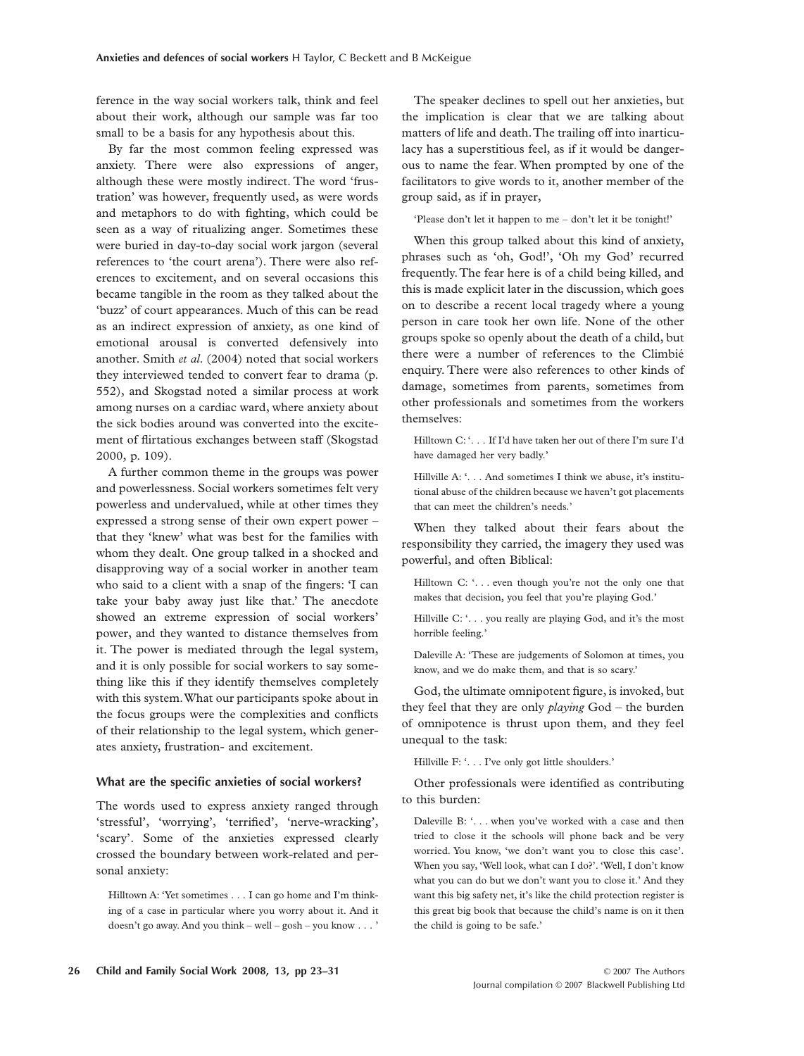ference in the way social workers talk, think and feel about their work, although our sample was far too small to be a basis for any hypothesis about this.

By far the most common feeling expressed was anxiety. There were also expressions of anger, although these were mostly indirect. The word 'frustration' was however, frequently used, as were words and metaphors to do with fighting, which could be seen as a way of ritualizing anger. Sometimes these were buried in day-to-day social work jargon (several references to 'the court arena'). There were also references to excitement, and on several occasions this became tangible in the room as they talked about the 'buzz' of court appearances. Much of this can be read as an indirect expression of anxiety, as one kind of emotional arousal is converted defensively into another. Smith *et al*. (2004) noted that social workers they interviewed tended to convert fear to drama (p. 552), and Skogstad noted a similar process at work among nurses on a cardiac ward, where anxiety about the sick bodies around was converted into the excitement of flirtatious exchanges between staff (Skogstad 2000, p. 109).

A further common theme in the groups was power and powerlessness. Social workers sometimes felt very powerless and undervalued, while at other times they expressed a strong sense of their own expert power – that they 'knew' what was best for the families with whom they dealt. One group talked in a shocked and disapproving way of a social worker in another team who said to a client with a snap of the fingers: 'I can take your baby away just like that.' The anecdote showed an extreme expression of social workers' power, and they wanted to distance themselves from it. The power is mediated through the legal system, and it is only possible for social workers to say something like this if they identify themselves completely with this system. What our participants spoke about in the focus groups were the complexities and conflicts of their relationship to the legal system, which generates anxiety, frustration- and excitement.

### What are the specific anxieties of social workers?

The words used to express anxiety ranged through 'stressful', 'worrying', 'terrified', 'nerve-wracking', 'scary'. Some of the anxieties expressed clearly crossed the boundary between work-related and personal anxiety:

> Hilltown A: 'Yet sometimes . . . I can go home and I'm thinking of a case in particular where you worry about it. And it doesn't go away. And you think – well – gosh – you know . . . '

The speaker declines to spell out her anxieties, but the implication is clear that we are talking about matters of life and death. The trailing off into inarticulacy has a superstitious feel, as if it would be dangerous to name the fear. When prompted by one of the facilitators to give words to it, another member of the group said, as if in prayer,

> 'Please don't let it happen to me – don't let it be tonight!'

When this group talked about this kind of anxiety, phrases such as 'oh, God!', 'Oh my God' recurred frequently. The fear here is of a child being killed, and this is made explicit later in the discussion, which goes on to describe a recent local tragedy where a young person in care took her own life. None of the other groups spoke so openly about the death of a child, but there were a number of references to the Climbié enquiry. There were also references to other kinds of damage, sometimes from parents, sometimes from other professionals and sometimes from the workers themselves:

> Hilltown C: '. . . If I'd have taken her out of there I'm sure I'd have damaged her very badly.'

> Hillville A: '. . . And sometimes I think we abuse, it's institutional abuse of the children because we haven't got placements that can meet the children's needs.'

When they talked about their fears about the responsibility they carried, the imagery they used was powerful, and often Biblical:

> Hilltown C: '. . . even though you're not the only one that makes that decision, you feel that you're playing God.'

> Hillville C: '. . . you really are playing God, and it's the most horrible feeling.'

> Daleville A: 'These are judgements of Solomon at times, you know, and we do make them, and that is so scary.'

God, the ultimate omnipotent figure, is invoked, but they feel that they are only *playing* God – the burden of omnipotence is thrust upon them, and they feel unequal to the task:

> Hillville F: '. . . I've only got little shoulders.'

Other professionals were identified as contributing to this burden:

> Daleville B: '. . . when you've worked with a case and then tried to close it the schools will phone back and be very worried. You know, 'we don't want you to close this case'. When you say, 'Well look, what can I do?'. 'Well, I don't know what you can do but we don't want you to close it.' And they want this big safety net, it's like the child protection register is this great big book that because the child's name is on it then the child is going to be safe.'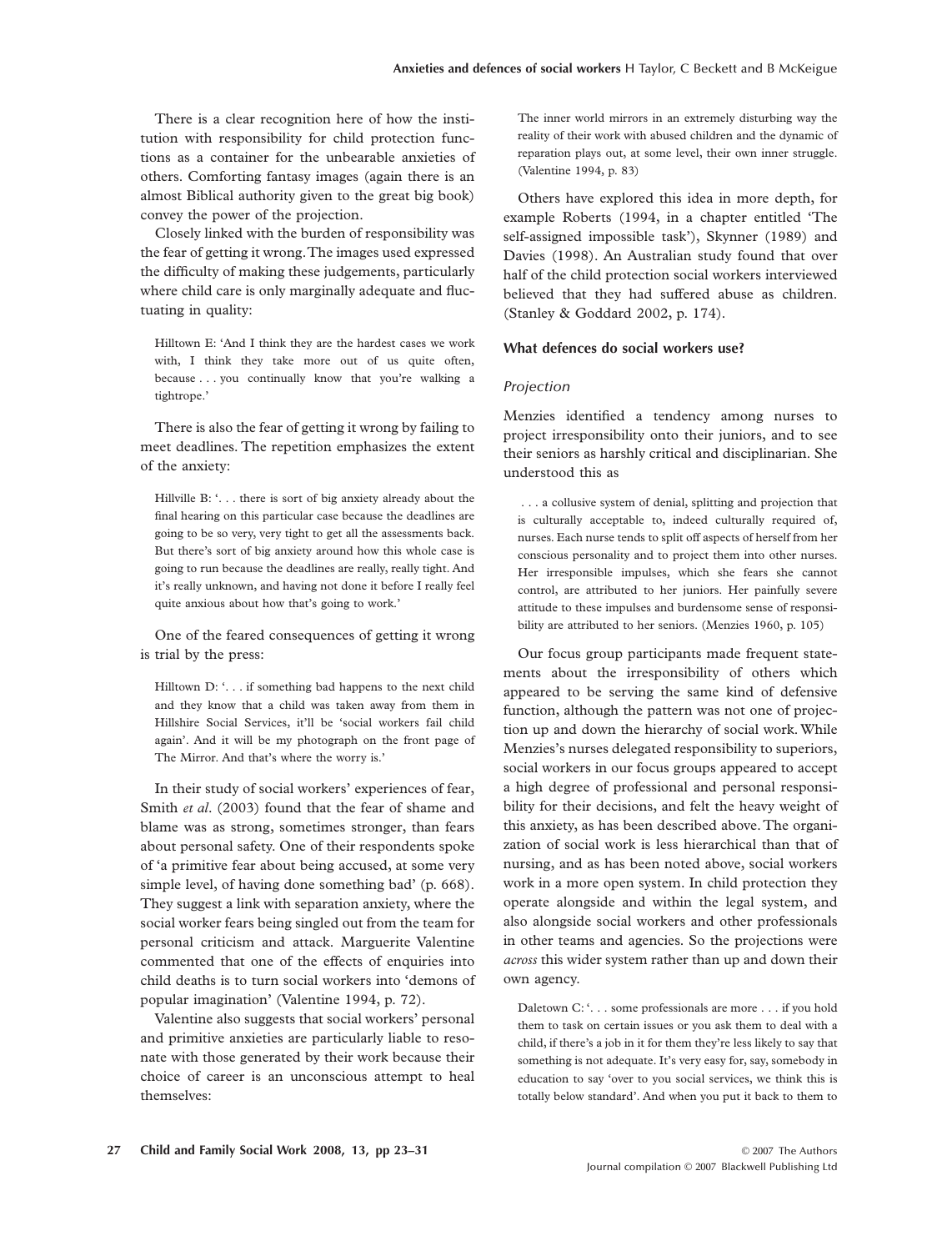There is a clear recognition here of how the institution with responsibility for child protection functions as a container for the unbearable anxieties of others. Comforting fantasy images (again there is an almost Biblical authority given to the great big book) convey the power of the projection.

Closely linked with the burden of responsibility was the fear of getting it wrong. The images used expressed the difficulty of making these judgements, particularly where child care is only marginally adequate and fluctuating in quality:

> Hilltown E: 'And I think they are the hardest cases we work with, I think they take more out of us quite often, because . . . you continually know that you're walking a tightrope.'

There is also the fear of getting it wrong by failing to meet deadlines. The repetition emphasizes the extent of the anxiety:

> Hillville B: '. . . there is sort of big anxiety already about the final hearing on this particular case because the deadlines are going to be so very, very tight to get all the assessments back. But there's sort of big anxiety around how this whole case is going to run because the deadlines are really, really tight. And it's really unknown, and having not done it before I really feel quite anxious about how that's going to work.'

One of the feared consequences of getting it wrong is trial by the press:

> Hilltown D: '. . . if something bad happens to the next child and they know that a child was taken away from them in Hillshire Social Services, it'll be 'social workers fail child again'. And it will be my photograph on the front page of The Mirror. And that's where the worry is.'

In their study of social workers' experiences of fear, Smith *et al*. (2003) found that the fear of shame and blame was as strong, sometimes stronger, than fears about personal safety. One of their respondents spoke of 'a primitive fear about being accused, at some very simple level, of having done something bad' (p. 668). They suggest a link with separation anxiety, where the social worker fears being singled out from the team for personal criticism and attack. Marguerite Valentine commented that one of the effects of enquiries into child deaths is to turn social workers into 'demons of popular imagination' (Valentine 1994, p. 72).

Valentine also suggests that social workers' personal and primitive anxieties are particularly liable to resonate with those generated by their work because their choice of career is an unconscious attempt to heal themselves:

> The inner world mirrors in an extremely disturbing way the reality of their work with abused children and the dynamic of reparation plays out, at some level, their own inner struggle. (Valentine 1994, p. 83)

Others have explored this idea in more depth, for example Roberts (1994, in a chapter entitled 'The self-assigned impossible task'), Skynner (1989) and Davies (1998). An Australian study found that over half of the child protection social workers interviewed believed that they had suffered abuse as children. (Stanley & Goddard 2002, p. 174).

## What defences do social workers use?

### *Projection*

Menzies identified a tendency among nurses to project irresponsibility onto their juniors, and to see their seniors as harshly critical and disciplinarian. She understood this as

> . . . a collusive system of denial, splitting and projection that is culturally acceptable to, indeed culturally required of, nurses. Each nurse tends to split off aspects of herself from her conscious personality and to project them into other nurses. Her irresponsible impulses, which she fears she cannot control, are attributed to her juniors. Her painfully severe attitude to these impulses and burdensome sense of responsibility are attributed to her seniors. (Menzies 1960, p. 105)

Our focus group participants made frequent statements about the irresponsibility of others which appeared to be serving the same kind of defensive function, although the pattern was not one of projection up and down the hierarchy of social work. While Menzies's nurses delegated responsibility to superiors, social workers in our focus groups appeared to accept a high degree of professional and personal responsibility for their decisions, and felt the heavy weight of this anxiety, as has been described above. The organization of social work is less hierarchical than that of nursing, and as has been noted above, social workers work in a more open system. In child protection they operate alongside and within the legal system, and also alongside social workers and other professionals in other teams and agencies. So the projections were *across* this wider system rather than up and down their own agency.

> Daletown C: '. . . some professionals are more . . . if you hold them to task on certain issues or you ask them to deal with a child, if there's a job in it for them they're less likely to say that something is not adequate. It's very easy for, say, somebody in education to say 'over to you social services, we think this is totally below standard'. And when you put it back to them to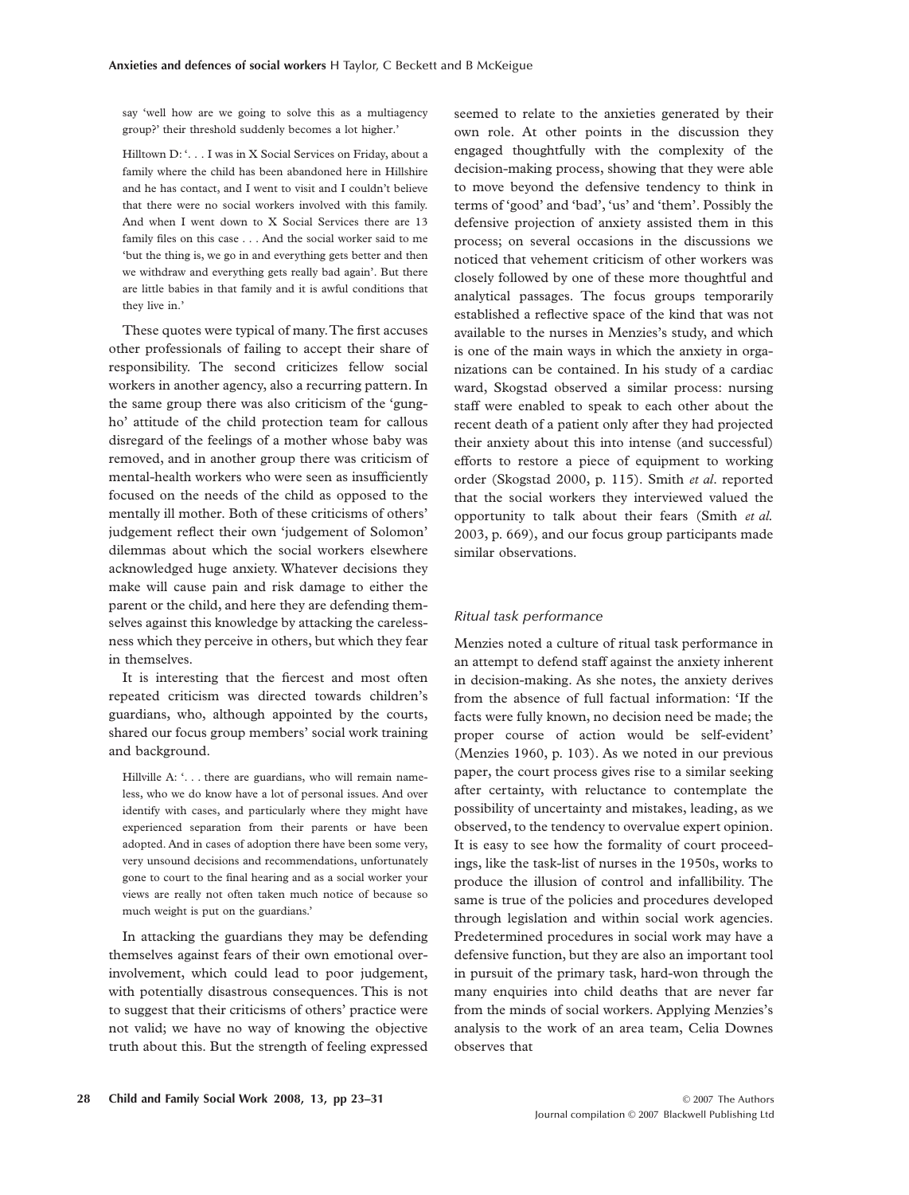say 'well how are we going to solve this as a multiagency group?' their threshold suddenly becomes a lot higher.'

Hilltown D: '. . . I was in X Social Services on Friday, about a family where the child has been abandoned here in Hillshire and he has contact, and I went to visit and I couldn't believe that there were no social workers involved with this family. And when I went down to X Social Services there are 13 family files on this case . . . And the social worker said to me 'but the thing is, we go in and everything gets better and then we withdraw and everything gets really bad again'. But there are little babies in that family and it is awful conditions that they live in.'

These quotes were typical of many. The first accuses other professionals of failing to accept their share of responsibility. The second criticizes fellow social workers in another agency, also a recurring pattern. In the same group there was also criticism of the 'gung-ho' attitude of the child protection team for callous disregard of the feelings of a mother whose baby was removed, and in another group there was criticism of mental-health workers who were seen as insufficiently focused on the needs of the child as opposed to the mentally ill mother. Both of these criticisms of others' judgement reflect their own 'judgement of Solomon' dilemmas about which the social workers elsewhere acknowledged huge anxiety. Whatever decisions they make will cause pain and risk damage to either the parent or the child, and here they are defending themselves against this knowledge by attacking the carelessness which they perceive in others, but which they fear in themselves.

It is interesting that the fiercest and most often repeated criticism was directed towards children's guardians, who, although appointed by the courts, shared our focus group members' social work training and background.

Hillville A: '. . . there are guardians, who will remain nameless, who we do know have a lot of personal issues. And over identify with cases, and particularly where they might have experienced separation from their parents or have been adopted. And in cases of adoption there have been some very, very unsound decisions and recommendations, unfortunately gone to court to the final hearing and as a social worker your views are really not often taken much notice of because so much weight is put on the guardians.'

In attacking the guardians they may be defending themselves against fears of their own emotional over-involvement, which could lead to poor judgement, with potentially disastrous consequences. This is not to suggest that their criticisms of others' practice were not valid; we have no way of knowing the objective truth about this. But the strength of feeling expressed seemed to relate to the anxieties generated by their own role. At other points in the discussion they engaged thoughtfully with the complexity of the decision-making process, showing that they were able to move beyond the defensive tendency to think in terms of 'good' and 'bad', 'us' and 'them'. Possibly the defensive projection of anxiety assisted them in this process; on several occasions in the discussions we noticed that vehement criticism of other workers was closely followed by one of these more thoughtful and analytical passages. The focus groups temporarily established a reflective space of the kind that was not available to the nurses in Menzies's study, and which is one of the main ways in which the anxiety in organizations can be contained. In his study of a cardiac ward, Skogstad observed a similar process: nursing staff were enabled to speak to each other about the recent death of a patient only after they had projected their anxiety about this into intense (and successful) efforts to restore a piece of equipment to working order (Skogstad 2000, p. 115). Smith *et al*. reported that the social workers they interviewed valued the opportunity to talk about their fears (Smith *et al.* 2003, p. 669), and our focus group participants made similar observations.

### *Ritual task performance*

Menzies noted a culture of ritual task performance in an attempt to defend staff against the anxiety inherent in decision-making. As she notes, the anxiety derives from the absence of full factual information: 'If the facts were fully known, no decision need be made; the proper course of action would be self-evident' (Menzies 1960, p. 103). As we noted in our previous paper, the court process gives rise to a similar seeking after certainty, with reluctance to contemplate the possibility of uncertainty and mistakes, leading, as we observed, to the tendency to overvalue expert opinion. It is easy to see how the formality of court proceedings, like the task-list of nurses in the 1950s, works to produce the illusion of control and infallibility. The same is true of the policies and procedures developed through legislation and within social work agencies. Predetermined procedures in social work may have a defensive function, but they are also an important tool in pursuit of the primary task, hard-won through the many enquiries into child deaths that are never far from the minds of social workers. Applying Menzies's analysis to the work of an area team, Celia Downes observes that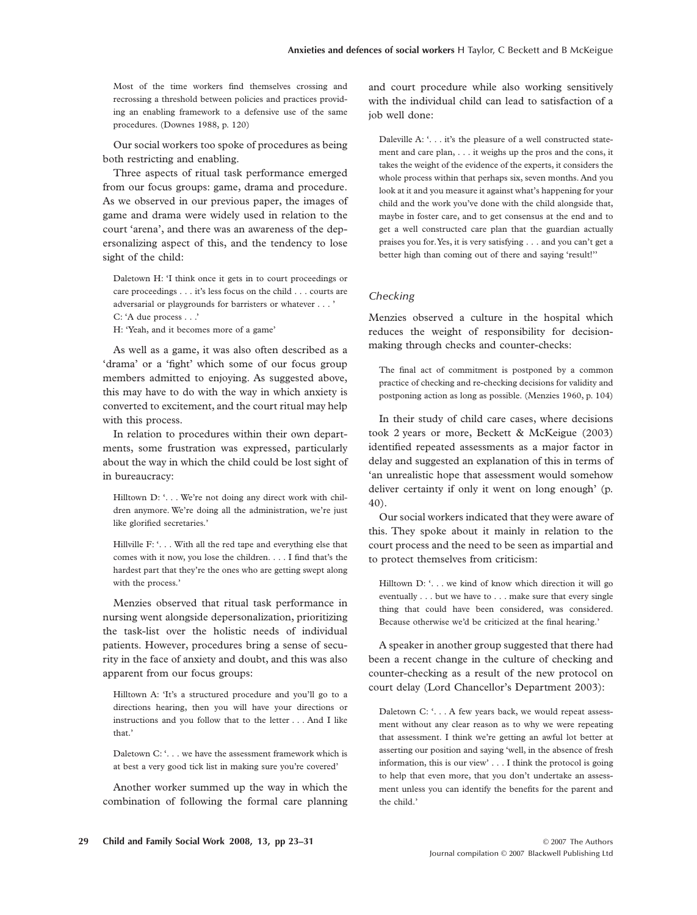> Most of the time workers find themselves crossing and recrossing a threshold between policies and practices providing an enabling framework to a defensive use of the same procedures. (Downes 1988, p. 120)

Our social workers too spoke of procedures as being both restricting and enabling.

Three aspects of ritual task performance emerged from our focus groups: game, drama and procedure. As we observed in our previous paper, the images of game and drama were widely used in relation to the court 'arena', and there was an awareness of the depersonalizing aspect of this, and the tendency to lose sight of the child:

> Daletown H: 'I think once it gets in to court proceedings or care proceedings . . . it's less focus on the child . . . courts are adversarial or playgrounds for barristers or whatever . . . '
> C: 'A due process . . .'
> H: 'Yeah, and it becomes more of a game'

As well as a game, it was also often described as a 'drama' or a 'fight' which some of our focus group members admitted to enjoying. As suggested above, this may have to do with the way in which anxiety is converted to excitement, and the court ritual may help with this process.

In relation to procedures within their own departments, some frustration was expressed, particularly about the way in which the child could be lost sight of in bureaucracy:

> Hilltown D: '. . . We're not doing any direct work with children anymore. We're doing all the administration, we're just like glorified secretaries.'

> Hillville F: '. . . With all the red tape and everything else that comes with it now, you lose the children. . . . I find that's the hardest part that they're the ones who are getting swept along with the process.'

Menzies observed that ritual task performance in nursing went alongside depersonalization, prioritizing the task-list over the holistic needs of individual patients. However, procedures bring a sense of security in the face of anxiety and doubt, and this was also apparent from our focus groups:

> Hilltown A: 'It's a structured procedure and you'll go to a directions hearing, then you will have your directions or instructions and you follow that to the letter . . . And I like that.'

> Daletown C: '. . . we have the assessment framework which is at best a very good tick list in making sure you're covered'

Another worker summed up the way in which the combination of following the formal care planning and court procedure while also working sensitively with the individual child can lead to satisfaction of a job well done:

> Daleville A: '. . . it's the pleasure of a well constructed statement and care plan, . . . it weighs up the pros and the cons, it takes the weight of the evidence of the experts, it considers the whole process within that perhaps six, seven months. And you look at it and you measure it against what's happening for your child and the work you've done with the child alongside that, maybe in foster care, and to get consensus at the end and to get a well constructed care plan that the guardian actually praises you for. Yes, it is very satisfying . . . and you can't get a better high than coming out of there and saying 'result!''

### *Checking*

Menzies observed a culture in the hospital which reduces the weight of responsibility for decision-making through checks and counter-checks:

> The final act of commitment is postponed by a common practice of checking and re-checking decisions for validity and postponing action as long as possible. (Menzies 1960, p. 104)

In their study of child care cases, where decisions took 2 years or more, Beckett & McKeigue (2003) identified repeated assessments as a major factor in delay and suggested an explanation of this in terms of 'an unrealistic hope that assessment would somehow deliver certainty if only it went on long enough' (p. 40).

Our social workers indicated that they were aware of this. They spoke about it mainly in relation to the court process and the need to be seen as impartial and to protect themselves from criticism:

> Hilltown D: '. . . we kind of know which direction it will go eventually . . . but we have to . . . make sure that every single thing that could have been considered, was considered. Because otherwise we'd be criticized at the final hearing.'

A speaker in another group suggested that there had been a recent change in the culture of checking and counter-checking as a result of the new protocol on court delay (Lord Chancellor's Department 2003):

> Daletown C: '. . . A few years back, we would repeat assessment without any clear reason as to why we were repeating that assessment. I think we're getting an awful lot better at asserting our position and saying 'well, in the absence of fresh information, this is our view' . . . I think the protocol is going to help that even more, that you don't undertake an assessment unless you can identify the benefits for the parent and the child.'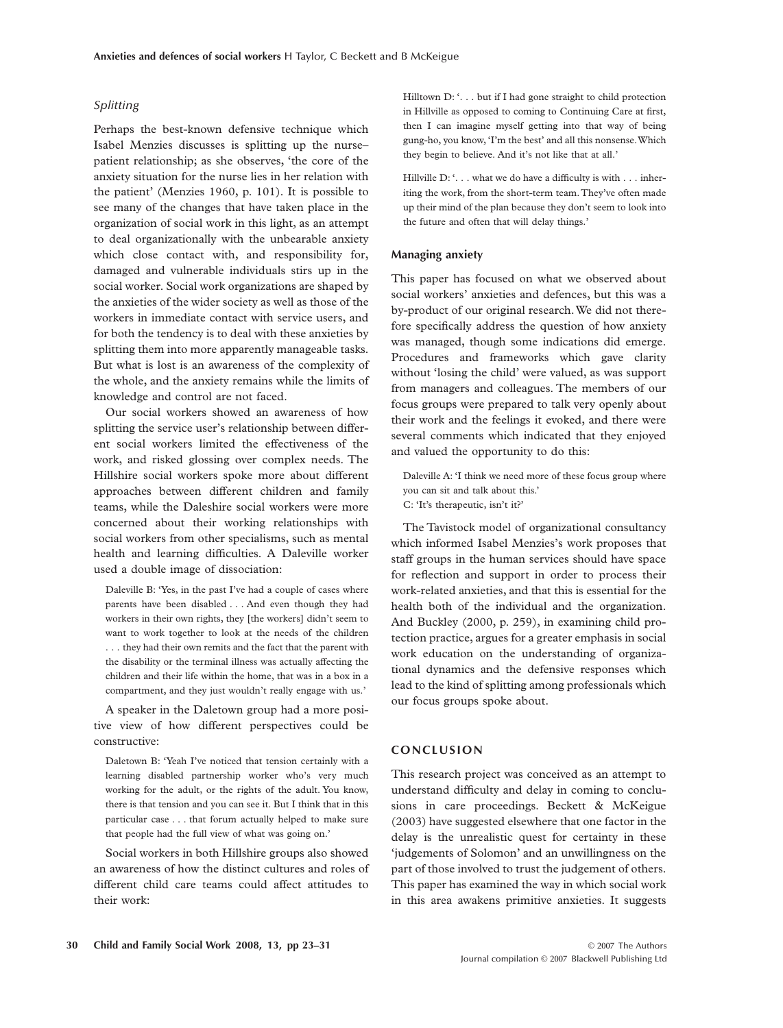### *Splitting*

Perhaps the best-known defensive technique which Isabel Menzies discusses is splitting up the nurse–patient relationship; as she observes, 'the core of the anxiety situation for the nurse lies in her relation with the patient' (Menzies 1960, p. 101). It is possible to see many of the changes that have taken place in the organization of social work in this light, as an attempt to deal organizationally with the unbearable anxiety which close contact with, and responsibility for, damaged and vulnerable individuals stirs up in the social worker. Social work organizations are shaped by the anxieties of the wider society as well as those of the workers in immediate contact with service users, and for both the tendency is to deal with these anxieties by splitting them into more apparently manageable tasks. But what is lost is an awareness of the complexity of the whole, and the anxiety remains while the limits of knowledge and control are not faced.

Our social workers showed an awareness of how splitting the service user's relationship between different social workers limited the effectiveness of the work, and risked glossing over complex needs. The Hillshire social workers spoke more about different approaches between different children and family teams, while the Daleshire social workers were more concerned about their working relationships with social workers from other specialisms, such as mental health and learning difficulties. A Daleville worker used a double image of dissociation:

> Daleville B: 'Yes, in the past I've had a couple of cases where parents have been disabled . . . And even though they had workers in their own rights, they [the workers] didn't seem to want to work together to look at the needs of the children . . . they had their own remits and the fact that the parent with the disability or the terminal illness was actually affecting the children and their life within the home, that was in a box in a compartment, and they just wouldn't really engage with us.'

A speaker in the Daletown group had a more positive view of how different perspectives could be constructive:

> Daletown B: 'Yeah I've noticed that tension certainly with a learning disabled partnership worker who's very much working for the adult, or the rights of the adult. You know, there is that tension and you can see it. But I think that in this particular case . . . that forum actually helped to make sure that people had the full view of what was going on.'

Social workers in both Hillshire groups also showed an awareness of how the distinct cultures and roles of different child care teams could affect attitudes to their work:

> Hilltown D: '. . . but if I had gone straight to child protection in Hillville as opposed to coming to Continuing Care at first, then I can imagine myself getting into that way of being gung-ho, you know, 'I'm the best' and all this nonsense. Which they begin to believe. And it's not like that at all.'

> Hillville D: '. . . what we do have a difficulty is with . . . inheriting the work, from the short-term team. They've often made up their mind of the plan because they don't seem to look into the future and often that will delay things.'

#### Managing anxiety

This paper has focused on what we observed about social workers' anxieties and defences, but this was a by-product of our original research. We did not therefore specifically address the question of how anxiety was managed, though some indications did emerge. Procedures and frameworks which gave clarity without 'losing the child' were valued, as was support from managers and colleagues. The members of our focus groups were prepared to talk very openly about their work and the feelings it evoked, and there were several comments which indicated that they enjoyed and valued the opportunity to do this:

> Daleville A: 'I think we need more of these focus group where you can sit and talk about this.'
> C: 'It's therapeutic, isn't it?'

The Tavistock model of organizational consultancy which informed Isabel Menzies's work proposes that staff groups in the human services should have space for reflection and support in order to process their work-related anxieties, and that this is essential for the health both of the individual and the organization. And Buckley (2000, p. 259), in examining child protection practice, argues for a greater emphasis in social work education on the understanding of organizational dynamics and the defensive responses which lead to the kind of splitting among professionals which our focus groups spoke about.

## CONCLUSION

This research project was conceived as an attempt to understand difficulty and delay in coming to conclusions in care proceedings. Beckett & McKeigue (2003) have suggested elsewhere that one factor in the delay is the unrealistic quest for certainty in these 'judgements of Solomon' and an unwillingness on the part of those involved to trust the judgement of others. This paper has examined the way in which social work in this area awakens primitive anxieties. It suggests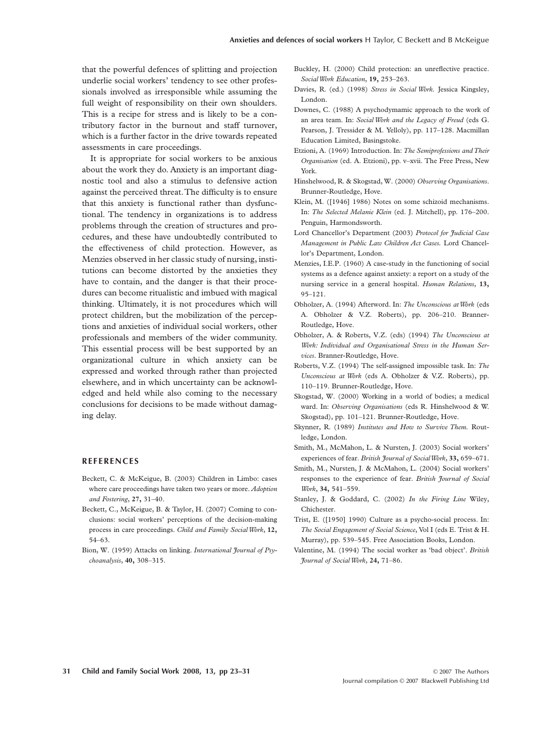that the powerful defences of splitting and projection underlie social workers' tendency to see other professionals involved as irresponsible while assuming the full weight of responsibility on their own shoulders. This is a recipe for stress and is likely to be a contributory factor in the burnout and staff turnover, which is a further factor in the drive towards repeated assessments in care proceedings.

It is appropriate for social workers to be anxious about the work they do. Anxiety is an important diagnostic tool and also a stimulus to defensive action against the perceived threat. The difficulty is to ensure that this anxiety is functional rather than dysfunctional. The tendency in organizations is to address problems through the creation of structures and procedures, and these have undoubtedly contributed to the effectiveness of child protection. However, as Menzies observed in her classic study of nursing, institutions can become distorted by the anxieties they have to contain, and the danger is that their procedures can become ritualistic and imbued with magical thinking. Ultimately, it is not procedures which will protect children, but the mobilization of the perceptions and anxieties of individual social workers, other professionals and members of the wider community. This essential process will be best supported by an organizational culture in which anxiety can be expressed and worked through rather than projected elsewhere, and in which uncertainty can be acknowledged and held while also coming to the necessary conclusions for decisions to be made without damaging delay.

## REFERENCES

Beckett, C. & McKeigue, B. (2003) Children in Limbo: cases where care proceedings have taken two years or more. *Adoption and Fostering*, **27,** 31–40.

Beckett, C., McKeigue, B. & Taylor, H. (2007) Coming to conclusions: social workers' perceptions of the decision-making process in care proceedings. *Child and Family Social Work*, **12,** 54–63.

Bion, W. (1959) Attacks on linking. *International Journal of Psychoanalysis*, **40,** 308–315.

Buckley, H. (2000) Child protection: an unreflective practice. *Social Work Education*, **19,** 253–263.

Davies, R. (ed.) (1998) *Stress in Social Work*. Jessica Kingsley, London.

Downes, C. (1988) A psychodymamic approach to the work of an area team. In: *Social Work and the Legacy of Freud* (eds G. Pearson, J. Tressider & M. Yelloly), pp. 117–128. Macmillan Education Limited, Basingstoke.

Etzioni, A. (1969) Introduction. In: *The Semiprofessions and Their Organisation* (ed. A. Etzioni), pp. v–xvii. The Free Press, New York.

Hinshelwood, R. & Skogstad, W. (2000) *Observing Organisations*. Brunner-Routledge, Hove.

Klein, M. ([1946] 1986) Notes on some schizoid mechanisms. In: *The Selected Melanie Klein* (ed. J. Mitchell), pp. 176–200. Penguin, Harmondsworth.

Lord Chancellor's Department (2003) *Protocol for Judicial Case Management in Public Law Children Act Cases*. Lord Chancellor's Department, London.

Menzies, I.E.P. (1960) A case-study in the functioning of social systems as a defence against anxiety: a report on a study of the nursing service in a general hospital. *Human Relations*, **13,** 95–121.

Obholzer, A. (1994) Afterword. In: *The Unconscious at Work* (eds A. Obholzer & V.Z. Roberts), pp. 206–210. Branner-Routledge, Hove.

Obholzer, A. & Roberts, V.Z. (eds) (1994) *The Unconscious at Work: Individual and Organisational Stress in the Human Services*. Branner-Routledge, Hove.

Roberts, V.Z. (1994) The self-assigned impossible task. In: *The Unconscious at Work* (eds A. Obholzer & V.Z. Roberts), pp. 110–119. Brunner-Routledge, Hove.

Skogstad, W. (2000) Working in a world of bodies; a medical ward. In: *Observing Organisations* (eds R. Hinshelwood & W. Skogstad), pp. 101–121. Brunner-Routledge, Hove.

Skynner, R. (1989) *Institutes and How to Survive Them*. Routledge, London.

Smith, M., McMahon, L. & Nursten, J. (2003) Social workers' experiences of fear. *British Journal of Social Work*, **33,** 659–671.

Smith, M., Nursten, J. & McMahon, L. (2004) Social workers' responses to the experience of fear. *British Journal of Social Work*, **34,** 541–559.

Stanley, J. & Goddard, C. (2002) *In the Firing Line* Wiley, Chichester.

Trist, E. ([1950] 1990) Culture as a psycho-social process. In: *The Social Engagement of Social Science*, Vol I (eds E. Trist & H. Murray), pp. 539–545. Free Association Books, London.

Valentine, M. (1994) The social worker as 'bad object'. *British Journal of Social Work*, **24,** 71–86.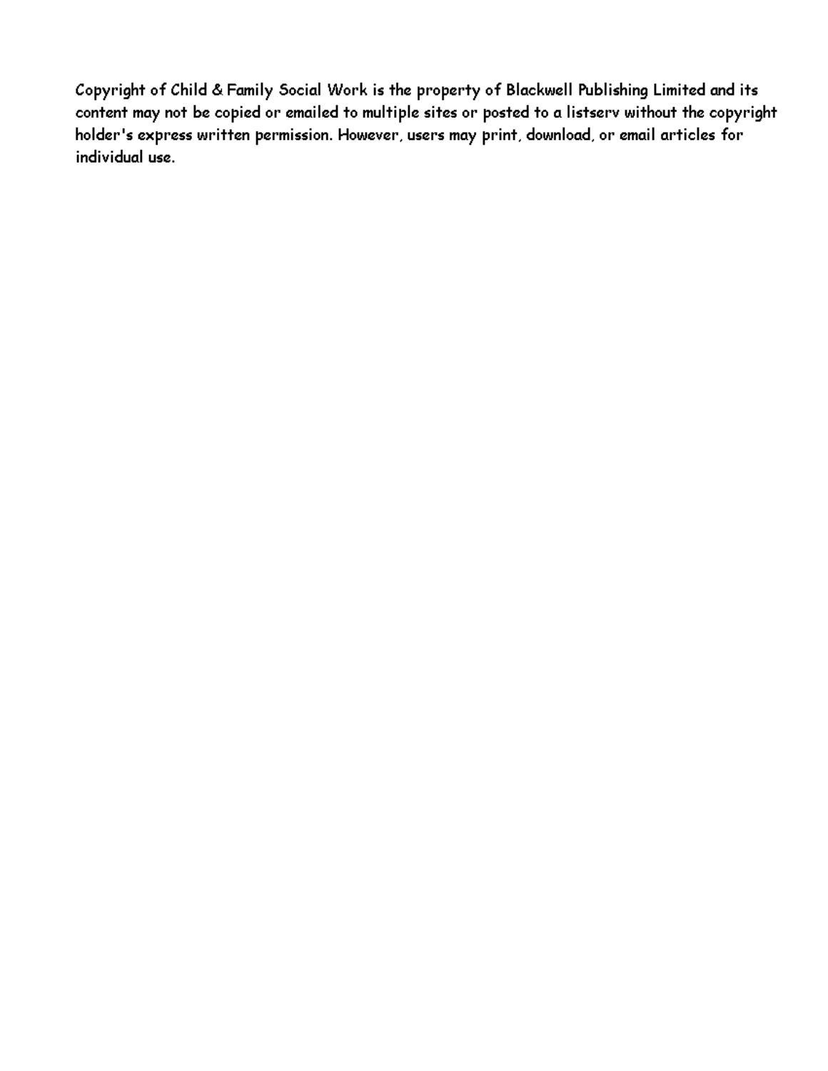Copyright of Child & Family Social Work is the property of Blackwell Publishing Limited and its content may not be copied or emailed to multiple sites or posted to a listserv without the copyright holder's express written permission. However, users may print, download, or email articles for individual use.